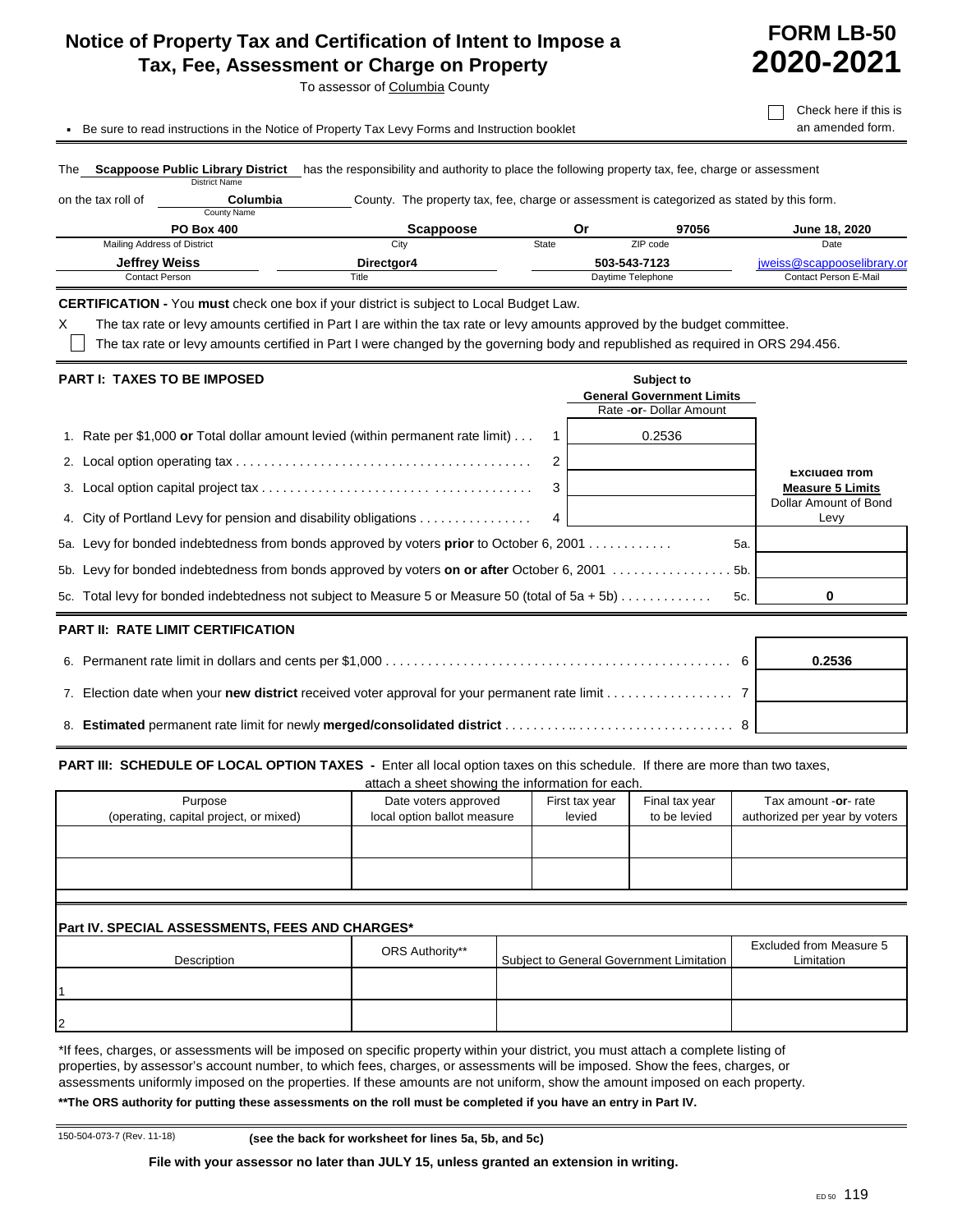# Notice of Property Tax and Certification of Intent to Impose a Tax, Fee, Assessment or Charge on Property

To assessor of Columbia County

**FORM LB-50**
**2020-2021**

- Be sure to read instructions in the Notice of Property Tax Levy Forms and Instruction booklet

☐ Check here if this is an amended form.

The **Scappoose Public Library District** (District Name) has the responsibility and authority to place the following property tax, fee, charge or assessment on the tax roll of **Columbia** (County Name) County. The property tax, fee, charge or assessment is categorized as stated by this form.

| PO Box 400 | Scappoose | Or | 97056 | June 18, 2020 |
|---|---|---|---|---|
| Mailing Address of District | City | State | ZIP code | Date |

| Jeffrey Weiss | Directgor4 | 503-543-7123 | jweiss@scappooselibrary.or |
|---|---|---|---|
| Contact Person | Title | Daytime Telephone | Contact Person E-Mail |

**CERTIFICATION -** You **must** check one box if your district is subject to Local Budget Law.

X The tax rate or levy amounts certified in Part I are within the tax rate or levy amounts approved by the budget committee.

☐ The tax rate or levy amounts certified in Part I were changed by the governing body and republished as required in ORS 294.456.

## PART I: TAXES TO BE IMPOSED

| | | Subject to **General Government Limits** Rate -**or**- Dollar Amount | Excluded from **Measure 5 Limits** Dollar Amount of Bond Levy |
|---|---|---|---|
| 1. Rate per $1,000 **or** Total dollar amount levied (within permanent rate limit) | 1 | 0.2536 | |
| 2. Local option operating tax | 2 | | |
| 3. Local option capital project tax | 3 | | |
| 4. City of Portland Levy for pension and disability obligations | 4 | | |
| 5a. Levy for bonded indebtedness from bonds approved by voters **prior** to October 6, 2001 | 5a. | | |
| 5b. Levy for bonded indebtedness from bonds approved by voters **on or after** October 6, 2001 | 5b. | | |
| 5c. Total levy for bonded indebtedness not subject to Measure 5 or Measure 50 (total of 5a + 5b) | 5c. | | 0 |

## PART II: RATE LIMIT CERTIFICATION

| | | |
|---|---|---|
| 6. Permanent rate limit in dollars and cents per $1,000 | 6 | 0.2536 |
| 7. Election date when your **new district** received voter approval for your permanent rate limit | 7 | |
| 8. **Estimated** permanent rate limit for newly **merged/consolidated district** | 8 | |

## PART III: SCHEDULE OF LOCAL OPTION TAXES - Enter all local option taxes on this schedule. If there are more than two taxes, attach a sheet showing the information for each.

| Purpose (operating, capital project, or mixed) | Date voters approved local option ballot measure | First tax year levied | Final tax year to be levied | Tax amount -**or**- rate authorized per year by voters |
|---|---|---|---|---|
| | | | | |
| | | | | |

## Part IV. SPECIAL ASSESSMENTS, FEES AND CHARGES*

| Description | ORS Authority** | Subject to General Government Limitation | Excluded from Measure 5 Limitation |
|---|---|---|---|
| 1 | | | |
| 2 | | | |

*If fees, charges, or assessments will be imposed on specific property within your district, you must attach a complete listing of properties, by assessor's account number, to which fees, charges, or assessments will be imposed. Show the fees, charges, or assessments uniformly imposed on the properties. If these amounts are not uniform, show the amount imposed on each property.

**\*\*The ORS authority for putting these assessments on the roll must be completed if you have an entry in Part IV.**

150-504-073-7 (Rev. 11-18) **(see the back for worksheet for lines 5a, 5b, and 5c)**

**File with your assessor no later than JULY 15, unless granted an extension in writing.**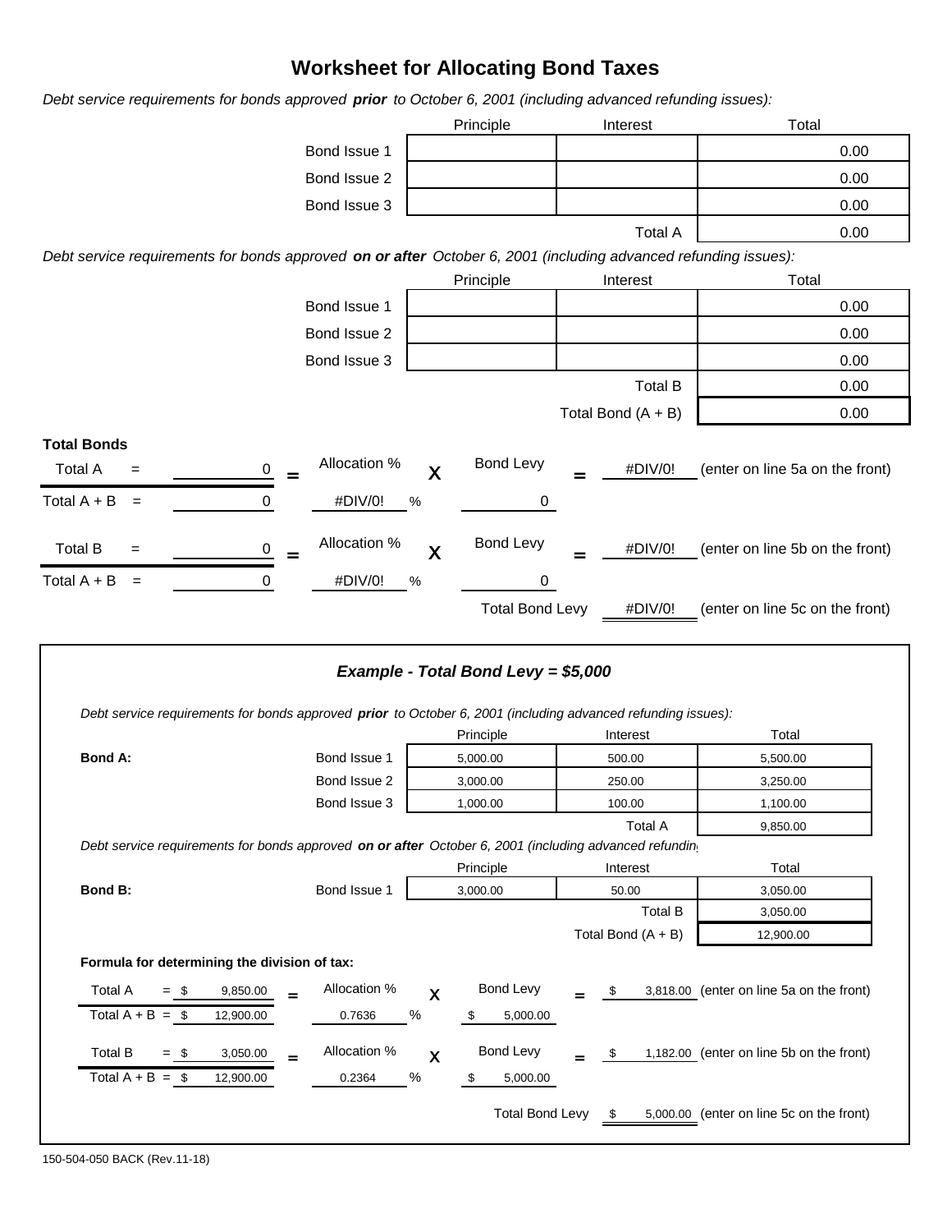# Worksheet for Allocating Bond Taxes

*Debt service requirements for bonds approved **prior** to October 6, 2001 (including advanced refunding issues):*

| | Principle | Interest | Total |
|---|---|---|---|
| Bond Issue 1 | | | 0.00 |
| Bond Issue 2 | | | 0.00 |
| Bond Issue 3 | | | 0.00 |
| | | Total A | 0.00 |

*Debt service requirements for bonds approved **on or after** October 6, 2001 (including advanced refunding issues):*

| | Principle | Interest | Total |
|---|---|---|---|
| Bond Issue 1 | | | 0.00 |
| Bond Issue 2 | | | 0.00 |
| Bond Issue 3 | | | 0.00 |
| | | Total B | 0.00 |
| | | Total Bond (A + B) | 0.00 |

**Total Bonds**

| | | | Allocation % | | Bond Levy | | | |
|---|---|---|---|---|---|---|---|---|
| Total A = 0 / Total A + B = 0 | = | | #DIV/0! % | X | 0 | = | #DIV/0! | (enter on line 5a on the front) |
| Total B = 0 / Total A + B = 0 | = | | #DIV/0! % | X | 0 | = | #DIV/0! | (enter on line 5b on the front) |
| | | | | | Total Bond Levy | | #DIV/0! | (enter on line 5c on the front) |

## *Example - Total Bond Levy = $5,000*

*Debt service requirements for bonds approved **prior** to October 6, 2001 (including advanced refunding issues):*

| | | Principle | Interest | Total |
|---|---|---|---|---|
| **Bond A:** | Bond Issue 1 | 5,000.00 | 500.00 | 5,500.00 |
| | Bond Issue 2 | 3,000.00 | 250.00 | 3,250.00 |
| | Bond Issue 3 | 1,000.00 | 100.00 | 1,100.00 |
| | | | Total A | 9,850.00 |

*Debt service requirements for bonds approved **on or after** October 6, 2001 (including advanced refunding*

| | | Principle | Interest | Total |
|---|---|---|---|---|
| **Bond B:** | Bond Issue 1 | 3,000.00 | 50.00 | 3,050.00 |
| | | | Total B | 3,050.00 |
| | | | Total Bond (A + B) | 12,900.00 |

**Formula for determining the division of tax:**

| | | Allocation % | | Bond Levy | | | |
|---|---|---|---|---|---|---|---|
| Total A = $ 9,850.00 / Total A + B = $ 12,900.00 | = | 0.7636 % | X | $ 5,000.00 | = | $ 3,818.00 | (enter on line 5a on the front) |
| Total B = $ 3,050.00 / Total A + B = $ 12,900.00 | = | 0.2364 % | X | $ 5,000.00 | = | $ 1,182.00 | (enter on line 5b on the front) |
| | | | | Total Bond Levy | | $ 5,000.00 | (enter on line 5c on the front) |

150-504-050 BACK (Rev.11-18)